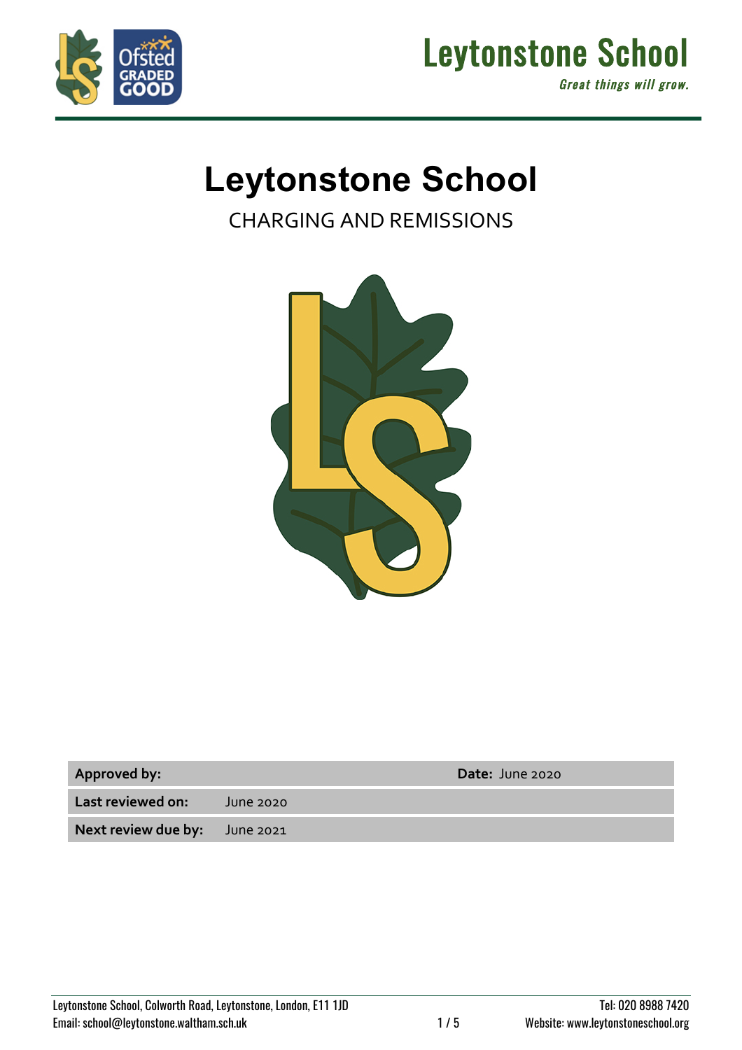# Leytonstone School

CHARGING AND REMISSIONS

| **Approved by:** | | **Date:** June 2020 |
|---|---|---|
| **Last reviewed on:** | June 2020 | |
| **Next review due by:** | June 2021 | |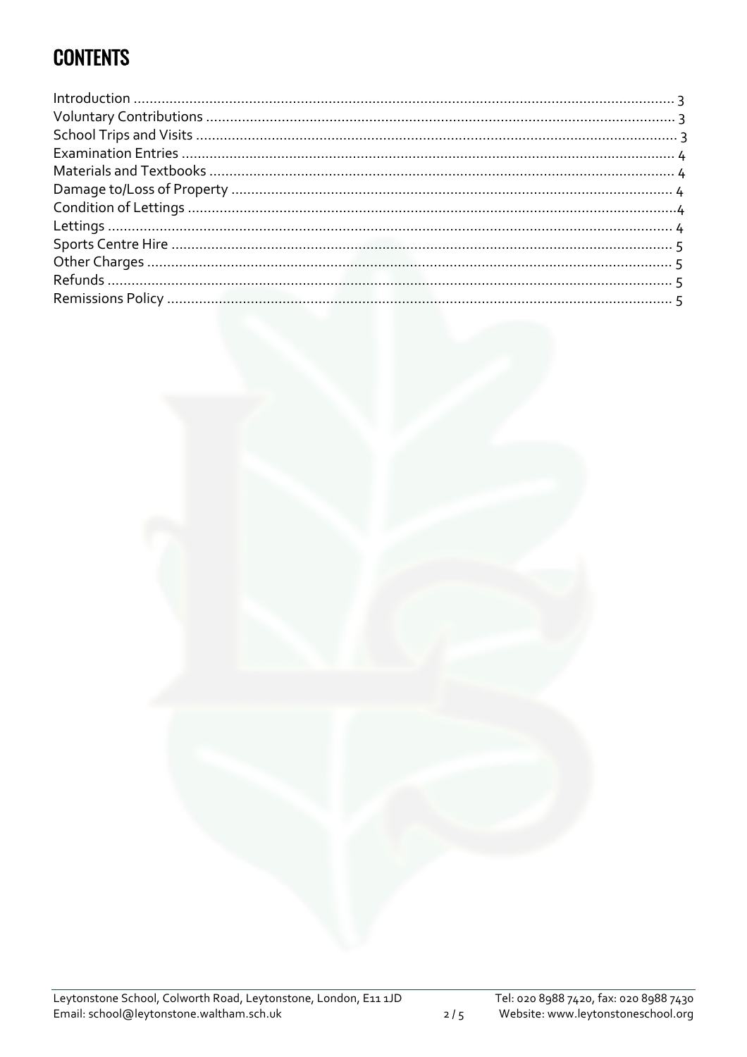# CONTENTS

Introduction ..... 3
Voluntary Contributions ..... 3
School Trips and Visits ..... 3
Examination Entries ..... 4
Materials and Textbooks ..... 4
Damage to/Loss of Property ..... 4
Condition of Lettings ..... 4
Lettings ..... 4
Sports Centre Hire ..... 5
Other Charges ..... 5
Refunds ..... 5
Remissions Policy ..... 5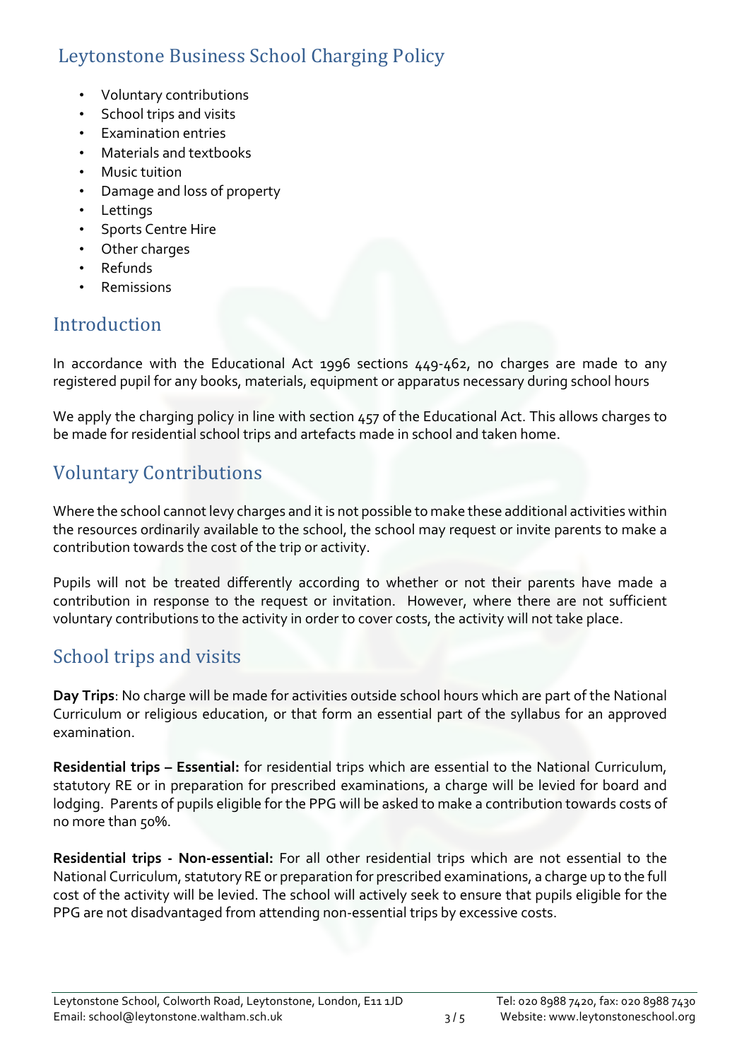## Leytonstone Business School Charging Policy

- Voluntary contributions
- School trips and visits
- Examination entries
- Materials and textbooks
- Music tuition
- Damage and loss of property
- Lettings
- Sports Centre Hire
- Other charges
- Refunds
- Remissions

## Introduction

In accordance with the Educational Act 1996 sections 449-462, no charges are made to any registered pupil for any books, materials, equipment or apparatus necessary during school hours

We apply the charging policy in line with section 457 of the Educational Act. This allows charges to be made for residential school trips and artefacts made in school and taken home.

## Voluntary Contributions

Where the school cannot levy charges and it is not possible to make these additional activities within the resources ordinarily available to the school, the school may request or invite parents to make a contribution towards the cost of the trip or activity.

Pupils will not be treated differently according to whether or not their parents have made a contribution in response to the request or invitation. However, where there are not sufficient voluntary contributions to the activity in order to cover costs, the activity will not take place.

## School trips and visits

**Day Trips**: No charge will be made for activities outside school hours which are part of the National Curriculum or religious education, or that form an essential part of the syllabus for an approved examination.

**Residential trips – Essential:** for residential trips which are essential to the National Curriculum, statutory RE or in preparation for prescribed examinations, a charge will be levied for board and lodging. Parents of pupils eligible for the PPG will be asked to make a contribution towards costs of no more than 50%.

**Residential trips - Non-essential:** For all other residential trips which are not essential to the National Curriculum, statutory RE or preparation for prescribed examinations, a charge up to the full cost of the activity will be levied. The school will actively seek to ensure that pupils eligible for the PPG are not disadvantaged from attending non-essential trips by excessive costs.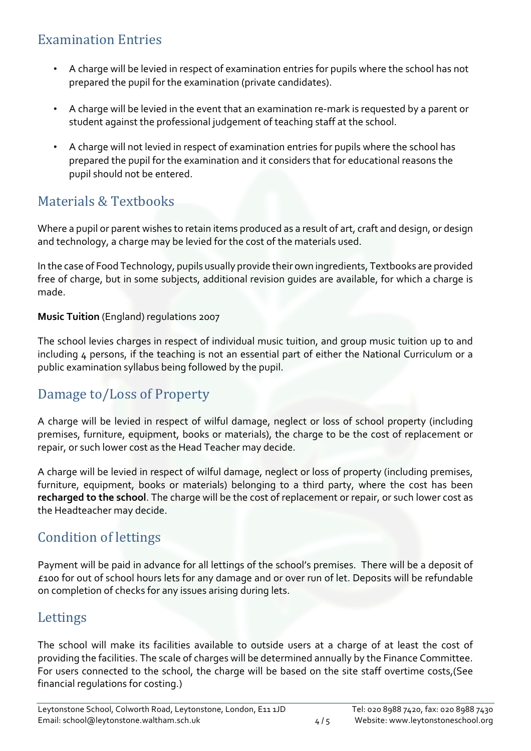## Examination Entries

- A charge will be levied in respect of examination entries for pupils where the school has not prepared the pupil for the examination (private candidates).
- A charge will be levied in the event that an examination re-mark is requested by a parent or student against the professional judgement of teaching staff at the school.
- A charge will not levied in respect of examination entries for pupils where the school has prepared the pupil for the examination and it considers that for educational reasons the pupil should not be entered.

## Materials & Textbooks

Where a pupil or parent wishes to retain items produced as a result of art, craft and design, or design and technology, a charge may be levied for the cost of the materials used.

In the case of Food Technology, pupils usually provide their own ingredients, Textbooks are provided free of charge, but in some subjects, additional revision guides are available, for which a charge is made.

**Music Tuition** (England) regulations 2007

The school levies charges in respect of individual music tuition, and group music tuition up to and including 4 persons, if the teaching is not an essential part of either the National Curriculum or a public examination syllabus being followed by the pupil.

## Damage to/Loss of Property

A charge will be levied in respect of wilful damage, neglect or loss of school property (including premises, furniture, equipment, books or materials), the charge to be the cost of replacement or repair, or such lower cost as the Head Teacher may decide.

A charge will be levied in respect of wilful damage, neglect or loss of property (including premises, furniture, equipment, books or materials) belonging to a third party, where the cost has been **recharged to the school**. The charge will be the cost of replacement or repair, or such lower cost as the Headteacher may decide.

## Condition of lettings

Payment will be paid in advance for all lettings of the school's premises. There will be a deposit of £100 for out of school hours lets for any damage and or over run of let. Deposits will be refundable on completion of checks for any issues arising during lets.

## Lettings

The school will make its facilities available to outside users at a charge of at least the cost of providing the facilities. The scale of charges will be determined annually by the Finance Committee. For users connected to the school, the charge will be based on the site staff overtime costs,(See financial regulations for costing.)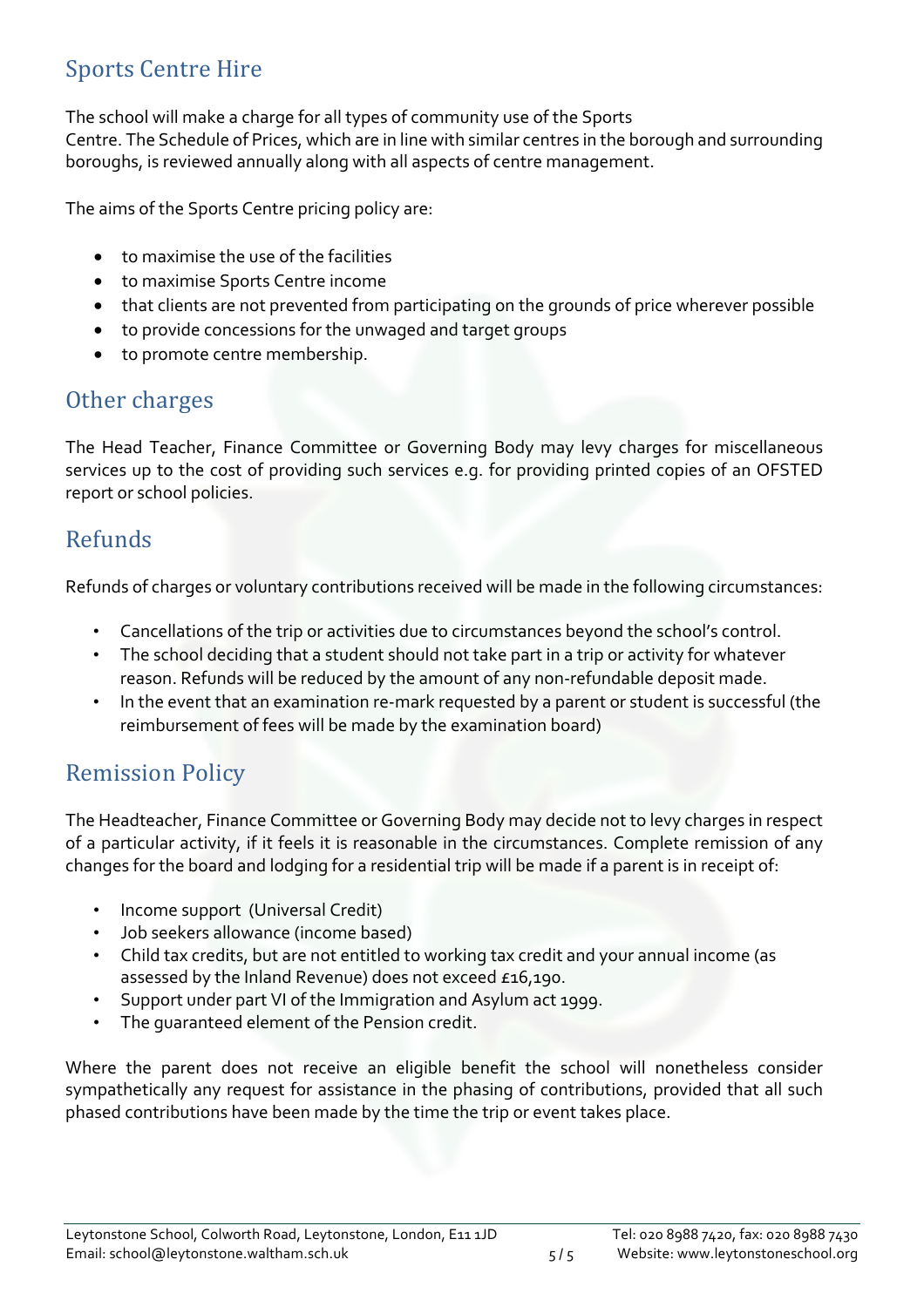## Sports Centre Hire

The school will make a charge for all types of community use of the Sports Centre. The Schedule of Prices, which are in line with similar centres in the borough and surrounding boroughs, is reviewed annually along with all aspects of centre management.

The aims of the Sports Centre pricing policy are:

- to maximise the use of the facilities
- to maximise Sports Centre income
- that clients are not prevented from participating on the grounds of price wherever possible
- to provide concessions for the unwaged and target groups
- to promote centre membership.

## Other charges

The Head Teacher, Finance Committee or Governing Body may levy charges for miscellaneous services up to the cost of providing such services e.g. for providing printed copies of an OFSTED report or school policies.

## Refunds

Refunds of charges or voluntary contributions received will be made in the following circumstances:

- Cancellations of the trip or activities due to circumstances beyond the school's control.
- The school deciding that a student should not take part in a trip or activity for whatever reason. Refunds will be reduced by the amount of any non-refundable deposit made.
- In the event that an examination re-mark requested by a parent or student is successful (the reimbursement of fees will be made by the examination board)

## Remission Policy

The Headteacher, Finance Committee or Governing Body may decide not to levy charges in respect of a particular activity, if it feels it is reasonable in the circumstances. Complete remission of any changes for the board and lodging for a residential trip will be made if a parent is in receipt of:

- Income support (Universal Credit)
- Job seekers allowance (income based)
- Child tax credits, but are not entitled to working tax credit and your annual income (as assessed by the Inland Revenue) does not exceed £16,190.
- Support under part VI of the Immigration and Asylum act 1999.
- The guaranteed element of the Pension credit.

Where the parent does not receive an eligible benefit the school will nonetheless consider sympathetically any request for assistance in the phasing of contributions, provided that all such phased contributions have been made by the time the trip or event takes place.